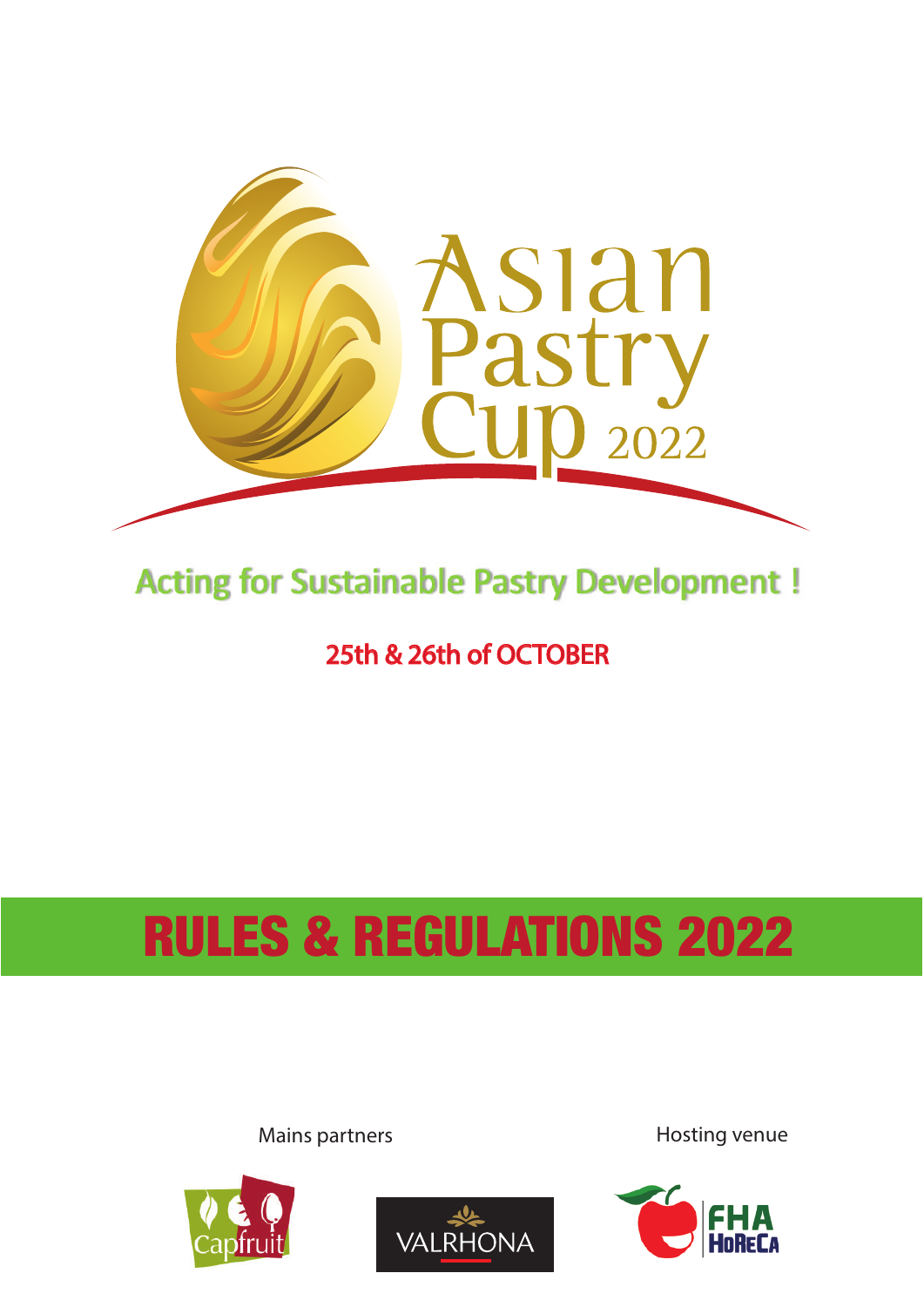# Asian Pastry Cup 2022

**Acting for Sustainable Pastry Development !**

**25th & 26th of OCTOBER**

# RULES & REGULATIONS 2022

Mains partners

Capfruit

VALRHONA

Hosting venue

FHA HoReCa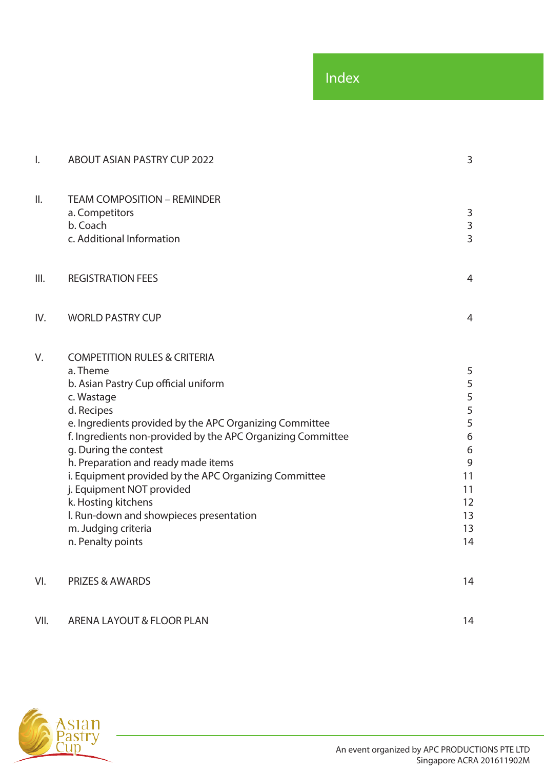# Index

| | | |
|---|---|---|
| I. | ABOUT ASIAN PASTRY CUP 2022 | 3 |
| II. | TEAM COMPOSITION – REMINDER | |
| | a. Competitors | 3 |
| | b. Coach | 3 |
| | c. Additional Information | 3 |
| III. | REGISTRATION FEES | 4 |
| IV. | WORLD PASTRY CUP | 4 |
| V. | COMPETITION RULES & CRITERIA | |
| | a. Theme | 5 |
| | b. Asian Pastry Cup official uniform | 5 |
| | c. Wastage | 5 |
| | d. Recipes | 5 |
| | e. Ingredients provided by the APC Organizing Committee | 5 |
| | f. Ingredients non-provided by the APC Organizing Committee | 6 |
| | g. During the contest | 6 |
| | h. Preparation and ready made items | 9 |
| | i. Equipment provided by the APC Organizing Committee | 11 |
| | j. Equipment NOT provided | 11 |
| | k. Hosting kitchens | 12 |
| | l. Run-down and showpieces presentation | 13 |
| | m. Judging criteria | 13 |
| | n. Penalty points | 14 |
| VI. | PRIZES & AWARDS | 14 |
| VII. | ARENA LAYOUT & FLOOR PLAN | 14 |

An event organized by APC PRODUCTIONS PTE LTD
Singapore ACRA 201611902M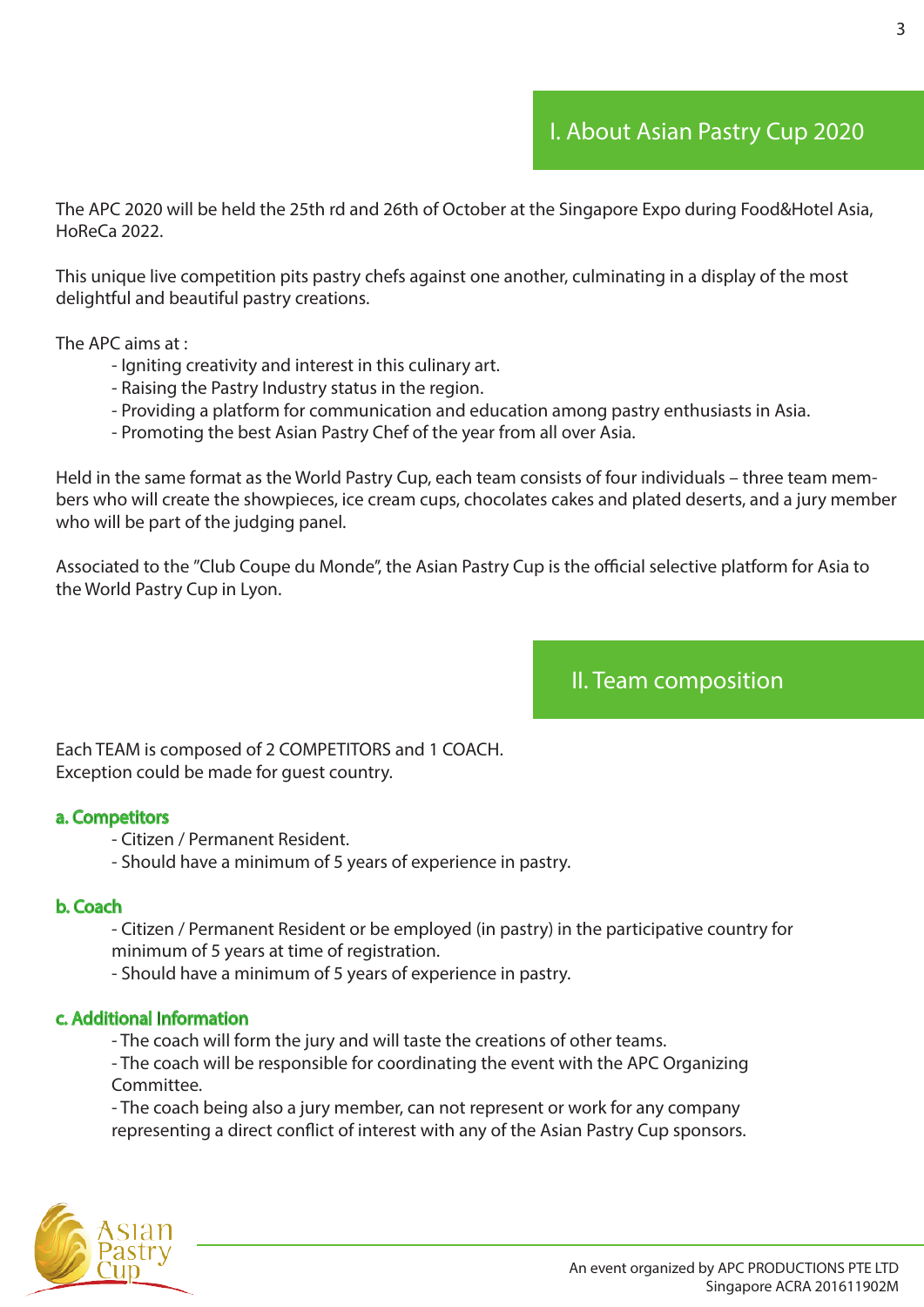## I. About Asian Pastry Cup 2020

The APC 2020 will be held the 25th rd and 26th of October at the Singapore Expo during Food&Hotel Asia, HoReCa 2022.

This unique live competition pits pastry chefs against one another, culminating in a display of the most delightful and beautiful pastry creations.

The APC aims at :

- Igniting creativity and interest in this culinary art.
- Raising the Pastry Industry status in the region.
- Providing a platform for communication and education among pastry enthusiasts in Asia.
- Promoting the best Asian Pastry Chef of the year from all over Asia.

Held in the same format as the World Pastry Cup, each team consists of four individuals – three team members who will create the showpieces, ice cream cups, chocolates cakes and plated deserts, and a jury member who will be part of the judging panel.

Associated to the "Club Coupe du Monde", the Asian Pastry Cup is the official selective platform for Asia to the World Pastry Cup in Lyon.

## II. Team composition

Each TEAM is composed of 2 COMPETITORS and 1 COACH.
Exception could be made for guest country.

### a. Competitors

- Citizen / Permanent Resident.
- Should have a minimum of 5 years of experience in pastry.

### b. Coach

- Citizen / Permanent Resident or be employed (in pastry) in the participative country for minimum of 5 years at time of registration.
- Should have a minimum of 5 years of experience in pastry.

### c. Additional Information

- The coach will form the jury and will taste the creations of other teams.
- The coach will be responsible for coordinating the event with the APC Organizing Committee.
- The coach being also a jury member, can not represent or work for any company representing a direct conflict of interest with any of the Asian Pastry Cup sponsors.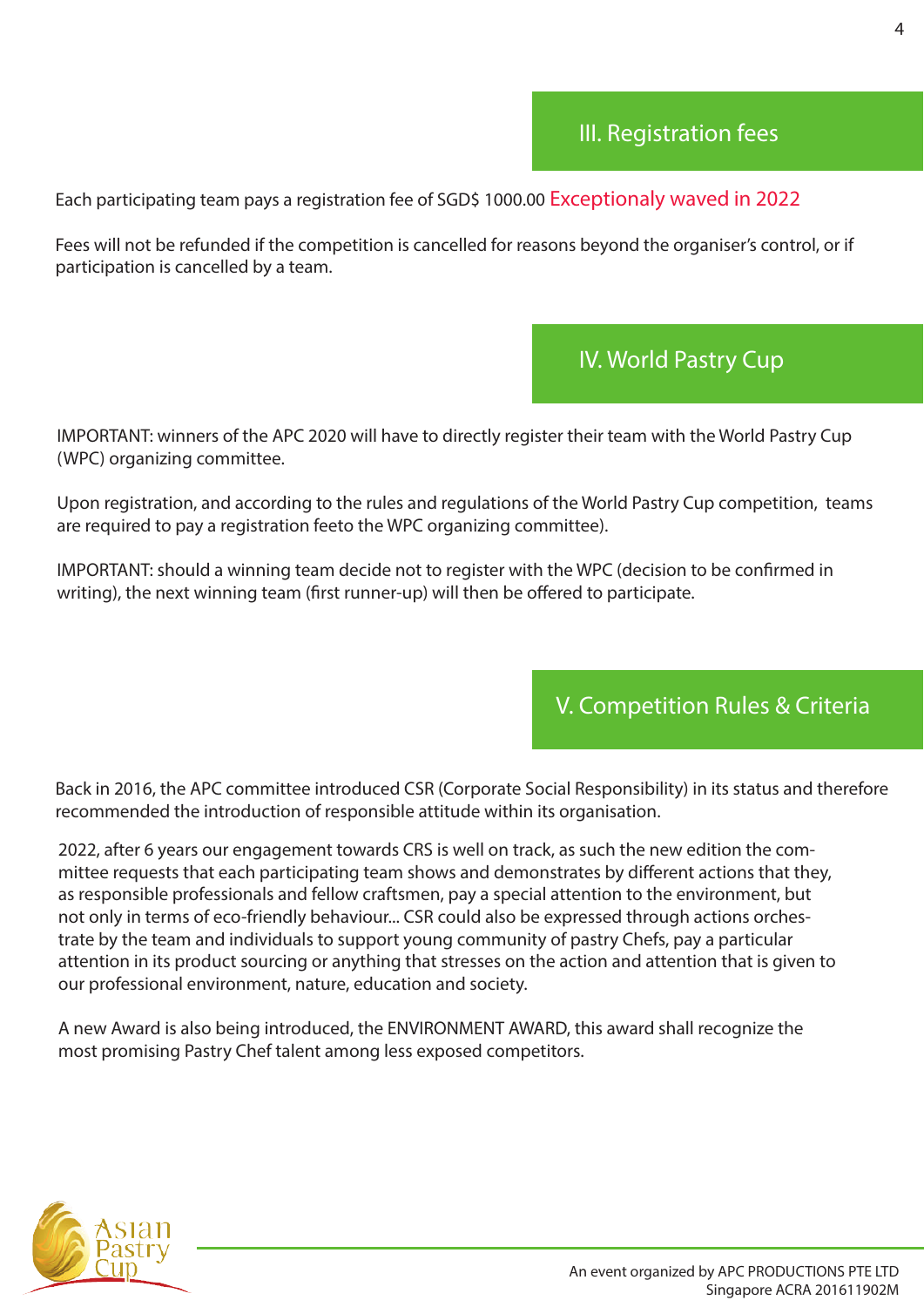## III. Registration fees

Each participating team pays a registration fee of SGD$ 1000.00 Exceptionaly waved in 2022

Fees will not be refunded if the competition is cancelled for reasons beyond the organiser's control, or if participation is cancelled by a team.

## IV. World Pastry Cup

IMPORTANT: winners of the APC 2020 will have to directly register their team with the World Pastry Cup (WPC) organizing committee.

Upon registration, and according to the rules and regulations of the World Pastry Cup competition, teams are required to pay a registration feeto the WPC organizing committee).

IMPORTANT: should a winning team decide not to register with the WPC (decision to be confirmed in writing), the next winning team (first runner-up) will then be offered to participate.

## V. Competition Rules & Criteria

Back in 2016, the APC committee introduced CSR (Corporate Social Responsibility) in its status and therefore recommended the introduction of responsible attitude within its organisation.

2022, after 6 years our engagement towards CRS is well on track, as such the new edition the committee requests that each participating team shows and demonstrates by different actions that they, as responsible professionals and fellow craftsmen, pay a special attention to the environment, but not only in terms of eco-friendly behaviour... CSR could also be expressed through actions orchestrate by the team and individuals to support young community of pastry Chefs, pay a particular attention in its product sourcing or anything that stresses on the action and attention that is given to our professional environment, nature, education and society.

A new Award is also being introduced, the ENVIRONMENT AWARD, this award shall recognize the most promising Pastry Chef talent among less exposed competitors.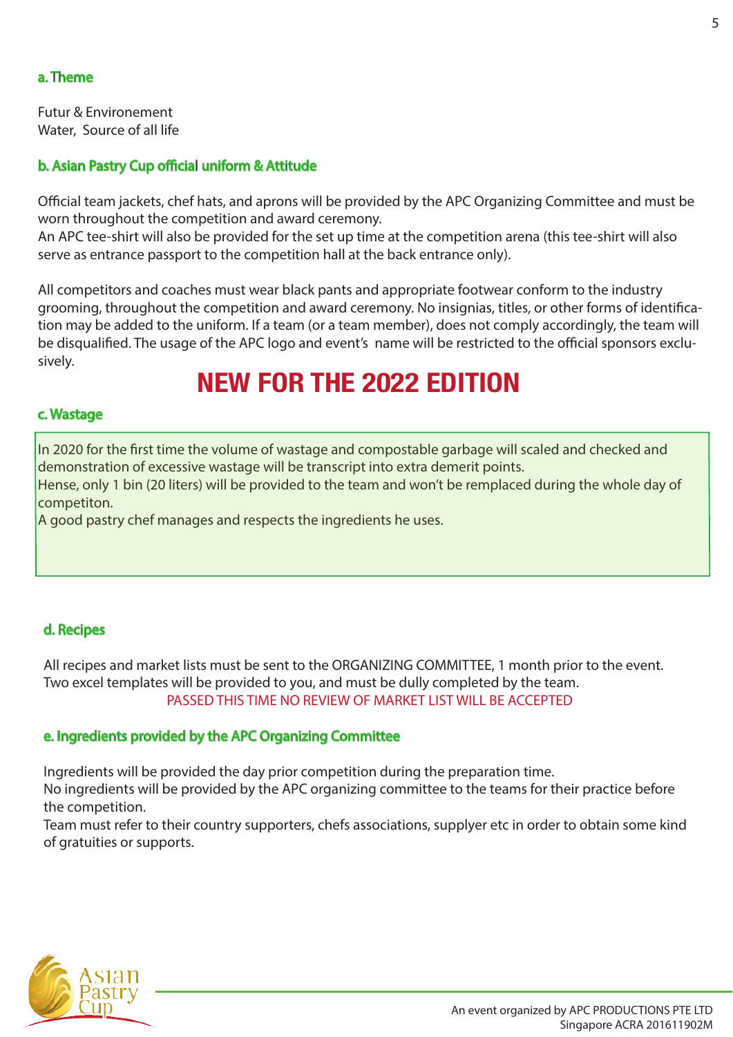### a. Theme

Futur & Environement
Water, Source of all life

### b. Asian Pastry Cup official uniform & Attitude

Official team jackets, chef hats, and aprons will be provided by the APC Organizing Committee and must be worn throughout the competition and award ceremony.
An APC tee-shirt will also be provided for the set up time at the competition arena (this tee-shirt will also serve as entrance passport to the competition hall at the back entrance only).

All competitors and coaches must wear black pants and appropriate footwear conform to the industry grooming, throughout the competition and award ceremony. No insignias, titles, or other forms of identification may be added to the uniform. If a team (or a team member), does not comply accordingly, the team will be disqualified. The usage of the APC logo and event's name will be restricted to the official sponsors exclusively.

## NEW FOR THE 2022 EDITION

### c. Wastage

In 2020 for the first time the volume of wastage and compostable garbage will scaled and checked and demonstration of excessive wastage will be transcript into extra demerit points.
Hense, only 1 bin (20 liters) will be provided to the team and won't be remplaced during the whole day of competiton.
A good pastry chef manages and respects the ingredients he uses.

### d. Recipes

All recipes and market lists must be sent to the ORGANIZING COMMITTEE, 1 month prior to the event.
Two excel templates will be provided to you, and must be dully completed by the team.

PASSED THIS TIME NO REVIEW OF MARKET LIST WILL BE ACCEPTED

### e. Ingredients provided by the APC Organizing Committee

Ingredients will be provided the day prior competition during the preparation time.
No ingredients will be provided by the APC organizing committee to the teams for their practice before the competition.
Team must refer to their country supporters, chefs associations, supplyer etc in order to obtain some kind of gratuities or supports.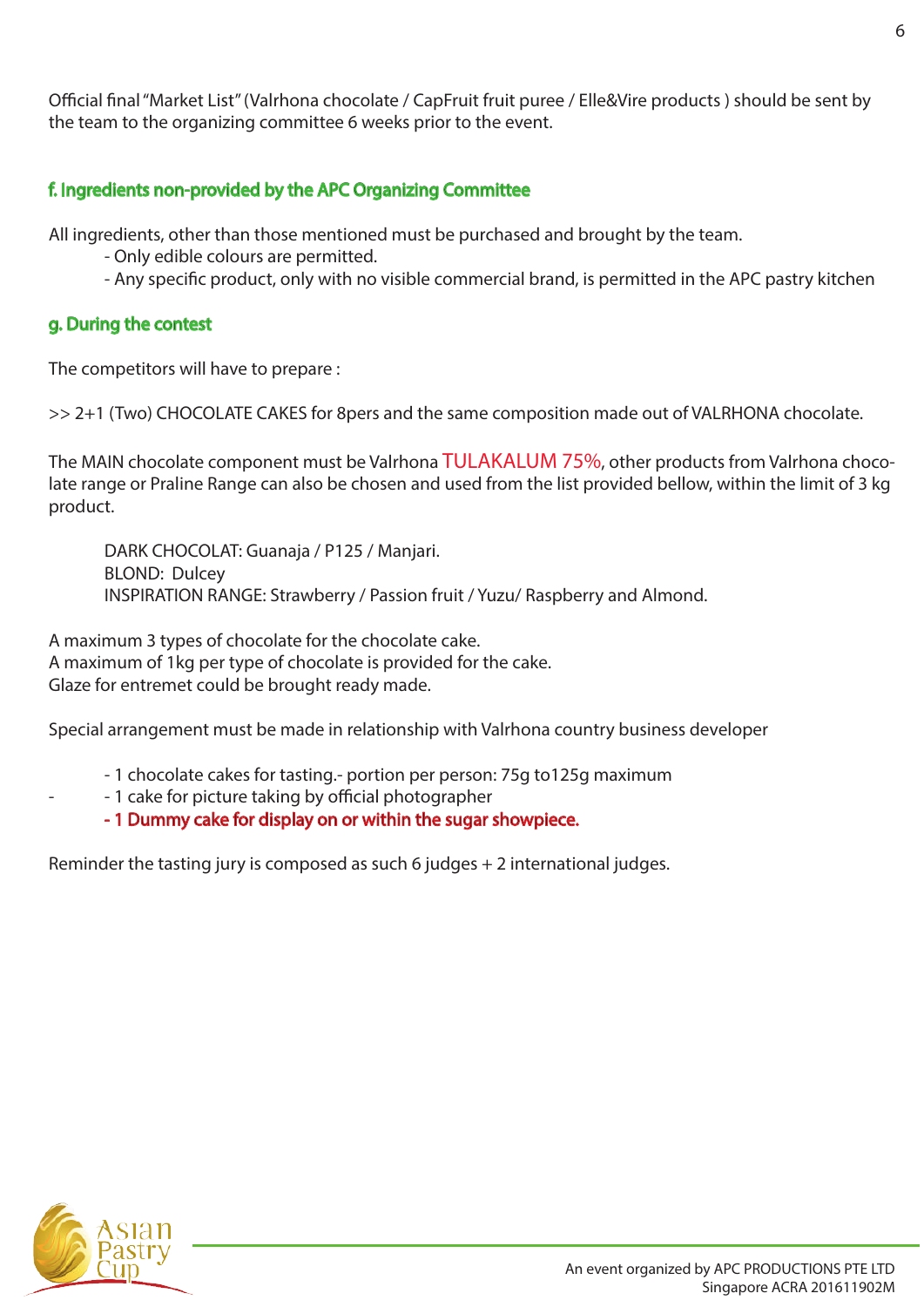Official final "Market List" (Valrhona chocolate / CapFruit fruit puree / Elle&Vire products ) should be sent by the team to the organizing committee 6 weeks prior to the event.

### f. Ingredients non-provided by the APC Organizing Committee

All ingredients, other than those mentioned must be purchased and brought by the team.

- Only edible colours are permitted.
- Any specific product, only with no visible commercial brand, is permitted in the APC pastry kitchen

### g. During the contest

The competitors will have to prepare :

>> 2+1 (Two) CHOCOLATE CAKES for 8pers and the same composition made out of VALRHONA chocolate.

The MAIN chocolate component must be Valrhona TULAKALUM 75%, other products from Valrhona chocolate range or Praline Range can also be chosen and used from the list provided bellow, within the limit of 3 kg product.

DARK CHOCOLAT: Guanaja / P125 / Manjari.
BLOND: Dulcey
INSPIRATION RANGE: Strawberry / Passion fruit / Yuzu/ Raspberry and Almond.

A maximum 3 types of chocolate for the chocolate cake.
A maximum of 1kg per type of chocolate is provided for the cake.
Glaze for entremet could be brought ready made.

Special arrangement must be made in relationship with Valrhona country business developer

- 1 chocolate cakes for tasting.- portion per person: 75g to125g maximum
- 1 cake for picture taking by official photographer
- **1 Dummy cake for display on or within the sugar showpiece.**

Reminder the tasting jury is composed as such 6 judges + 2 international judges.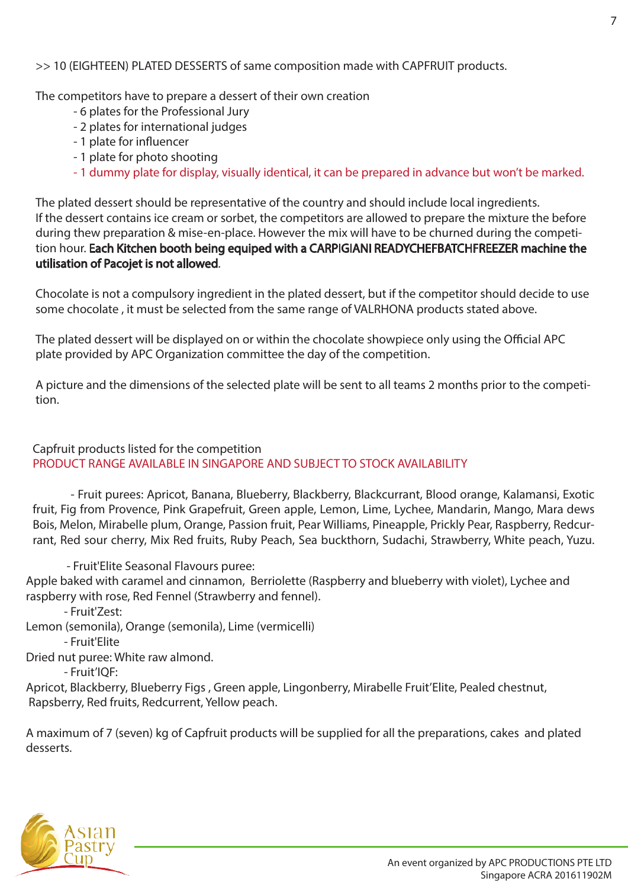>> 10 (EIGHTEEN) PLATED DESSERTS of same composition made with CAPFRUIT products.

The competitors have to prepare a dessert of their own creation

- 6 plates for the Professional Jury
- 2 plates for international judges
- 1 plate for influencer
- 1 plate for photo shooting
- 1 dummy plate for display, visually identical, it can be prepared in advance but won't be marked.

The plated dessert should be representative of the country and should include local ingredients.
If the dessert contains ice cream or sorbet, the competitors are allowed to prepare the mixture the before during thew preparation & mise-en-place. However the mix will have to be churned during the competition hour. **Each Kitchen booth being equiped with a CARPIGIANI READYCHEFBATCHFREEZER machine the utilisation of Pacojet is not allowed**.

Chocolate is not a compulsory ingredient in the plated dessert, but if the competitor should decide to use some chocolate , it must be selected from the same range of VALRHONA products stated above.

The plated dessert will be displayed on or within the chocolate showpiece only using the Official APC plate provided by APC Organization committee the day of the competition.

A picture and the dimensions of the selected plate will be sent to all teams 2 months prior to the competition.

Capfruit products listed for the competition
PRODUCT RANGE AVAILABLE IN SINGAPORE AND SUBJECT TO STOCK AVAILABILITY

- Fruit purees: Apricot, Banana, Blueberry, Blackberry, Blackcurrant, Blood orange, Kalamansi, Exotic fruit, Fig from Provence, Pink Grapefruit, Green apple, Lemon, Lime, Lychee, Mandarin, Mango, Mara dews Bois, Melon, Mirabelle plum, Orange, Passion fruit, Pear Williams, Pineapple, Prickly Pear, Raspberry, Redcurrant, Red sour cherry, Mix Red fruits, Ruby Peach, Sea buckthorn, Sudachi, Strawberry, White peach, Yuzu.

- Fruit'Elite Seasonal Flavours puree:

Apple baked with caramel and cinnamon, Berriolette (Raspberry and blueberry with violet), Lychee and raspberry with rose, Red Fennel (Strawberry and fennel).

- Fruit'Zest:

Lemon (semonila), Orange (semonila), Lime (vermicelli)

- Fruit'Elite

Dried nut puree: White raw almond.

- Fruit'IQF:

Apricot, Blackberry, Blueberry Figs , Green apple, Lingonberry, Mirabelle Fruit'Elite, Pealed chestnut, Rapsberry, Red fruits, Redcurrent, Yellow peach.

A maximum of 7 (seven) kg of Capfruit products will be supplied for all the preparations, cakes and plated desserts.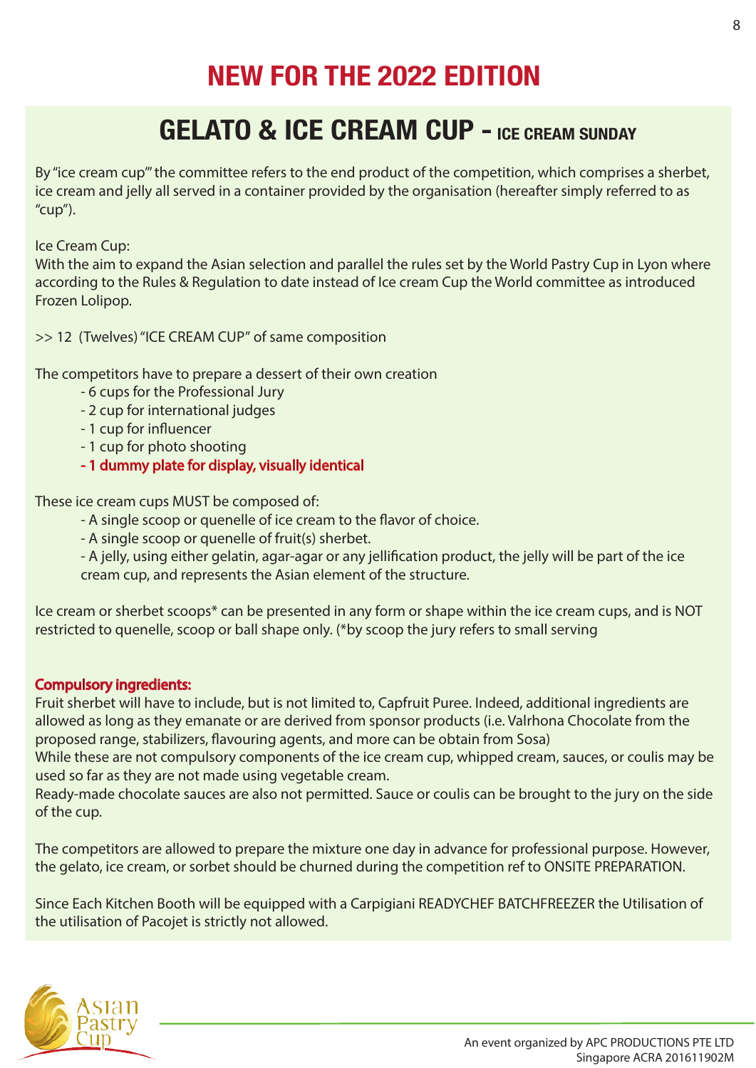# NEW FOR THE 2022 EDITION

## GELATO & ICE CREAM CUP - ICE CREAM SUNDAY

By "ice cream cup"' the committee refers to the end product of the competition, which comprises a sherbet, ice cream and jelly all served in a container provided by the organisation (hereafter simply referred to as "cup").

Ice Cream Cup:
With the aim to expand the Asian selection and parallel the rules set by the World Pastry Cup in Lyon where according to the Rules & Regulation to date instead of Ice cream Cup the World committee as introduced Frozen Lolipop.

>> 12 (Twelves) "ICE CREAM CUP" of same composition

The competitors have to prepare a dessert of their own creation

- 6 cups for the Professional Jury
- 2 cup for international judges
- 1 cup for influencer
- 1 cup for photo shooting
- **1 dummy plate for display, visually identical**

These ice cream cups MUST be composed of:

- A single scoop or quenelle of ice cream to the flavor of choice.
- A single scoop or quenelle of fruit(s) sherbet.
- A jelly, using either gelatin, agar-agar or any jellification product, the jelly will be part of the ice cream cup, and represents the Asian element of the structure.

Ice cream or sherbet scoops* can be presented in any form or shape within the ice cream cups, and is NOT restricted to quenelle, scoop or ball shape only. (*by scoop the jury refers to small serving

**Compulsory ingredients:**
Fruit sherbet will have to include, but is not limited to, Capfruit Puree. Indeed, additional ingredients are allowed as long as they emanate or are derived from sponsor products (i.e. Valrhona Chocolate from the proposed range, stabilizers, flavouring agents, and more can be obtain from Sosa)
While these are not compulsory components of the ice cream cup, whipped cream, sauces, or coulis may be used so far as they are not made using vegetable cream.
Ready-made chocolate sauces are also not permitted. Sauce or coulis can be brought to the jury on the side of the cup.

The competitors are allowed to prepare the mixture one day in advance for professional purpose. However, the gelato, ice cream, or sorbet should be churned during the competition ref to ONSITE PREPARATION.

Since Each Kitchen Booth will be equipped with a Carpigiani READYCHEF BATCHFREEZER the Utilisation of the utilisation of Pacojet is strictly not allowed.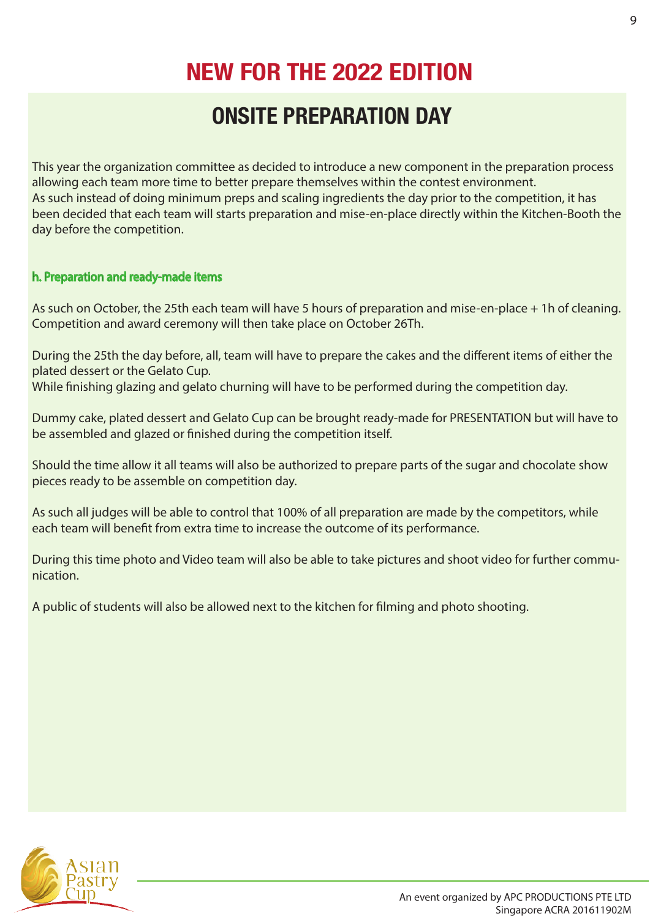# NEW FOR THE 2022 EDITION

## ONSITE PREPARATION DAY

This year the organization committee as decided to introduce a new component in the preparation process allowing each team more time to better prepare themselves within the contest environment.
As such instead of doing minimum preps and scaling ingredients the day prior to the competition, it has been decided that each team will starts preparation and mise-en-place directly within the Kitchen-Booth the day before the competition.

### h. Preparation and ready-made items

As such on October, the 25th each team will have 5 hours of preparation and mise-en-place + 1h of cleaning. Competition and award ceremony will then take place on October 26Th.

During the 25th the day before, all, team will have to prepare the cakes and the different items of either the plated dessert or the Gelato Cup.
While finishing glazing and gelato churning will have to be performed during the competition day.

Dummy cake, plated dessert and Gelato Cup can be brought ready-made for PRESENTATION but will have to be assembled and glazed or finished during the competition itself.

Should the time allow it all teams will also be authorized to prepare parts of the sugar and chocolate show pieces ready to be assemble on competition day.

As such all judges will be able to control that 100% of all preparation are made by the competitors, while each team will benefit from extra time to increase the outcome of its performance.

During this time photo and Video team will also be able to take pictures and shoot video for further communication.

A public of students will also be allowed next to the kitchen for filming and photo shooting.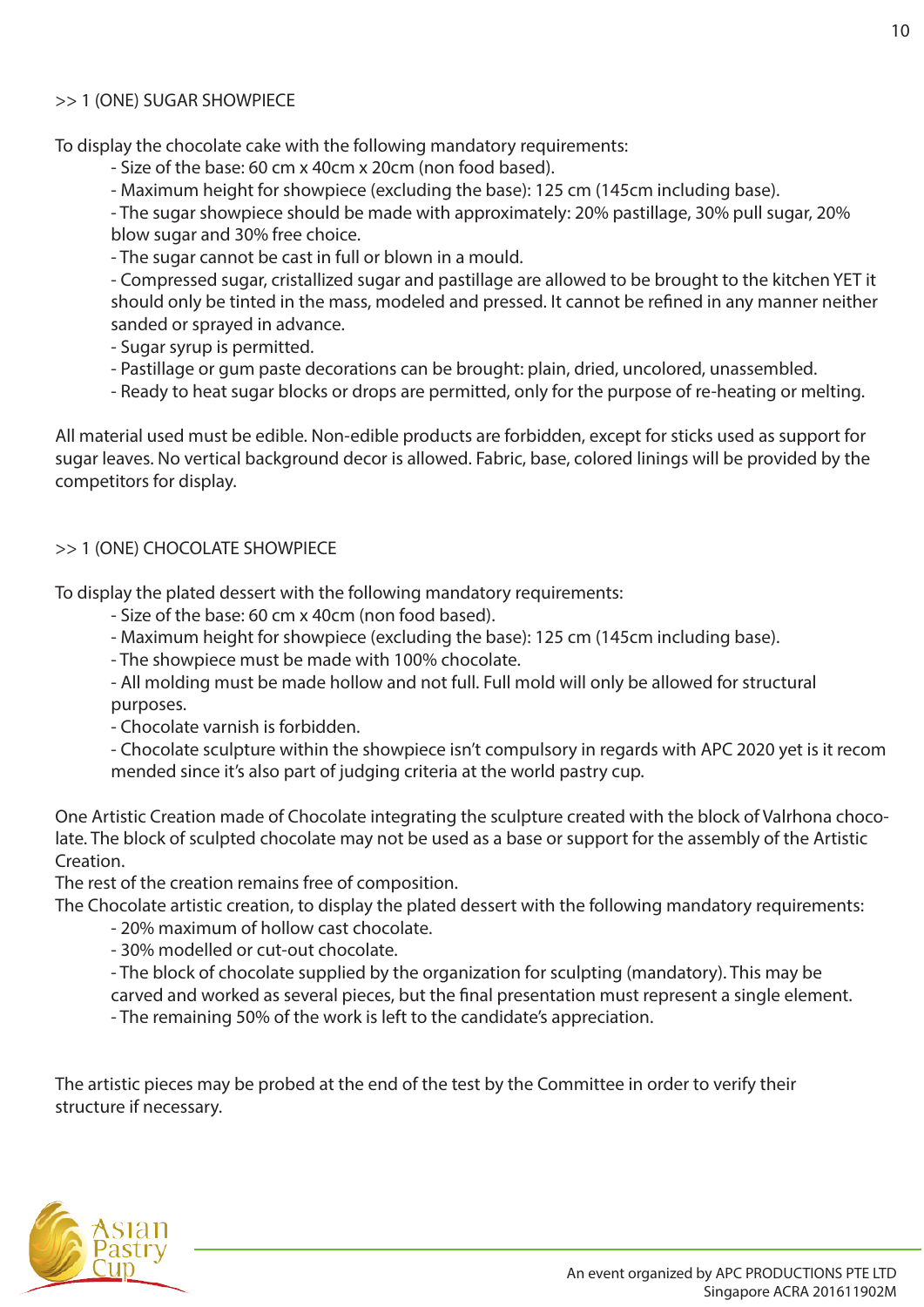>> 1 (ONE) SUGAR SHOWPIECE

To display the chocolate cake with the following mandatory requirements:

- Size of the base: 60 cm x 40cm x 20cm (non food based).
- Maximum height for showpiece (excluding the base): 125 cm (145cm including base).
- The sugar showpiece should be made with approximately: 20% pastillage, 30% pull sugar, 20% blow sugar and 30% free choice.
- The sugar cannot be cast in full or blown in a mould.
- Compressed sugar, cristallized sugar and pastillage are allowed to be brought to the kitchen YET it should only be tinted in the mass, modeled and pressed. It cannot be refined in any manner neither sanded or sprayed in advance.
- Sugar syrup is permitted.
- Pastillage or gum paste decorations can be brought: plain, dried, uncolored, unassembled.
- Ready to heat sugar blocks or drops are permitted, only for the purpose of re-heating or melting.

All material used must be edible. Non-edible products are forbidden, except for sticks used as support for sugar leaves. No vertical background decor is allowed. Fabric, base, colored linings will be provided by the competitors for display.

>> 1 (ONE) CHOCOLATE SHOWPIECE

To display the plated dessert with the following mandatory requirements:

- Size of the base: 60 cm x 40cm (non food based).
- Maximum height for showpiece (excluding the base): 125 cm (145cm including base).
- The showpiece must be made with 100% chocolate.
- All molding must be made hollow and not full. Full mold will only be allowed for structural purposes.
- Chocolate varnish is forbidden.
- Chocolate sculpture within the showpiece isn't compulsory in regards with APC 2020 yet is it recommended since it's also part of judging criteria at the world pastry cup.

One Artistic Creation made of Chocolate integrating the sculpture created with the block of Valrhona chocolate. The block of sculpted chocolate may not be used as a base or support for the assembly of the Artistic Creation.
The rest of the creation remains free of composition.
The Chocolate artistic creation, to display the plated dessert with the following mandatory requirements:

- 20% maximum of hollow cast chocolate.
- 30% modelled or cut-out chocolate.
- The block of chocolate supplied by the organization for sculpting (mandatory). This may be carved and worked as several pieces, but the final presentation must represent a single element.
- The remaining 50% of the work is left to the candidate's appreciation.

The artistic pieces may be probed at the end of the test by the Committee in order to verify their structure if necessary.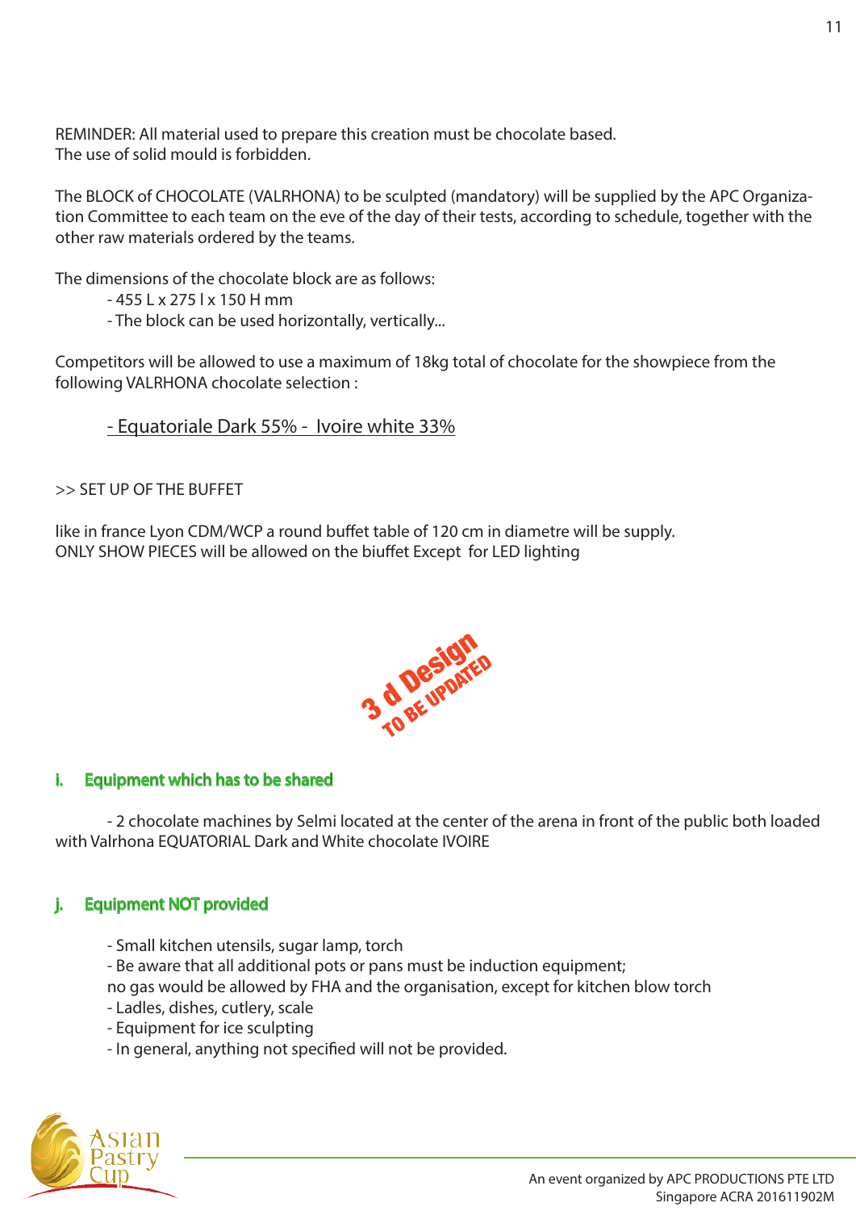REMINDER: All material used to prepare this creation must be chocolate based.
The use of solid mould is forbidden.

The BLOCK of CHOCOLATE (VALRHONA) to be sculpted (mandatory) will be supplied by the APC Organization Committee to each team on the eve of the day of their tests, according to schedule, together with the other raw materials ordered by the teams.

The dimensions of the chocolate block are as follows:

- 455 L x 275 l x 150 H mm
- The block can be used horizontally, vertically...

Competitors will be allowed to use a maximum of 18kg total of chocolate for the showpiece from the following VALRHONA chocolate selection :

<u>- Equatoriale Dark 55% - Ivoire white 33%</u>

>> SET UP OF THE BUFFET

like in france Lyon CDM/WCP a round buffet table of 120 cm in diametre will be supply.
ONLY SHOW PIECES will be allowed on the biuffet Except for LED lighting

3 d Design
TO BE UPDATED

### i. Equipment which has to be shared

- 2 chocolate machines by Selmi located at the center of the arena in front of the public both loaded with Valrhona EQUATORIAL Dark and White chocolate IVOIRE

### j. Equipment NOT provided

- Small kitchen utensils, sugar lamp, torch
- Be aware that all additional pots or pans must be induction equipment;
  no gas would be allowed by FHA and the organisation, except for kitchen blow torch
- Ladles, dishes, cutlery, scale
- Equipment for ice sculpting
- In general, anything not specified will not be provided.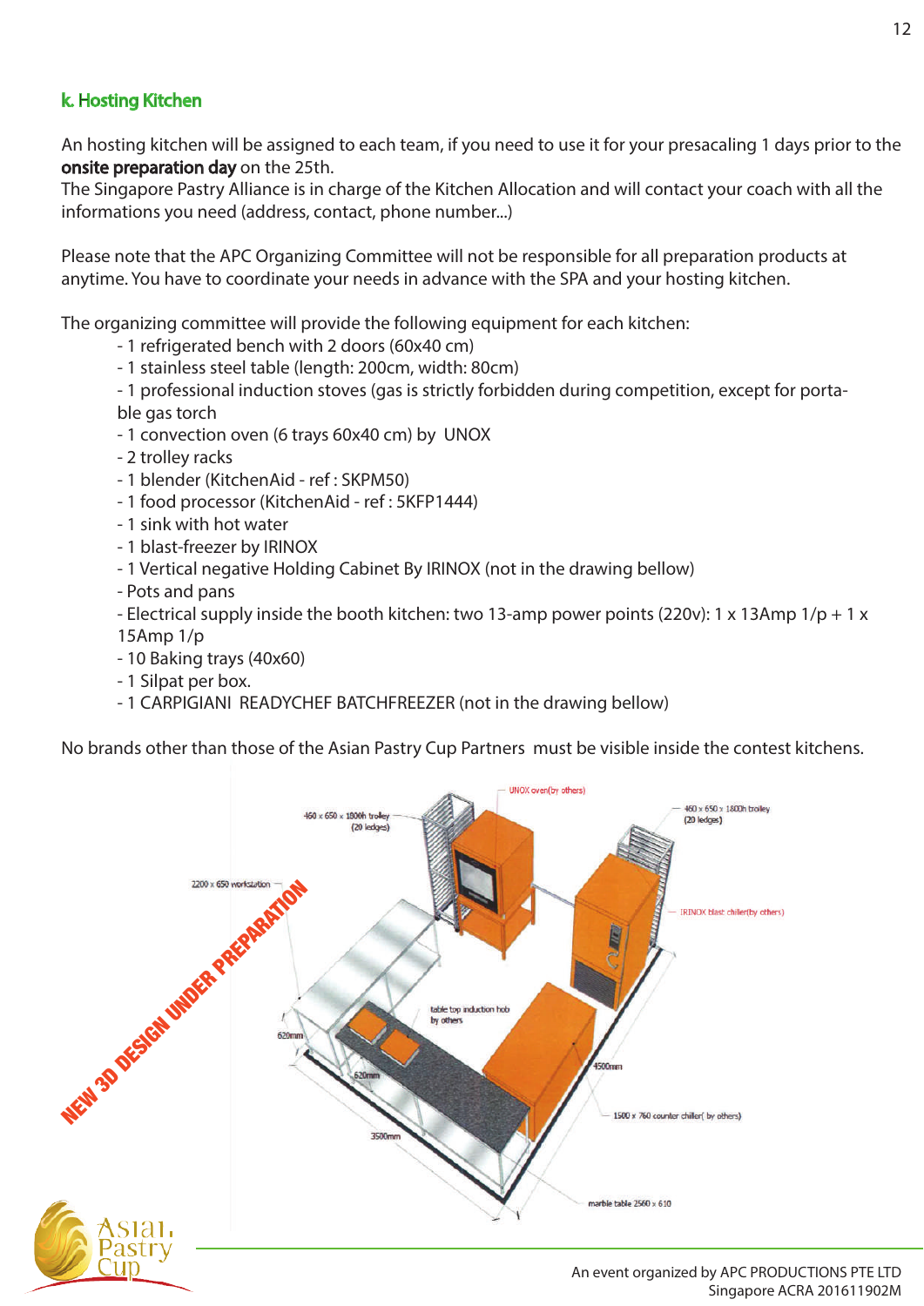## k. Hosting Kitchen

An hosting kitchen will be assigned to each team, if you need to use it for your presacaling 1 days prior to the **onsite preparation day** on the 25th.
The Singapore Pastry Alliance is in charge of the Kitchen Allocation and will contact your coach with all the informations you need (address, contact, phone number...)

Please note that the APC Organizing Committee will not be responsible for all preparation products at anytime. You have to coordinate your needs in advance with the SPA and your hosting kitchen.

The organizing committee will provide the following equipment for each kitchen:

- 1 refrigerated bench with 2 doors (60x40 cm)
- 1 stainless steel table (length: 200cm, width: 80cm)
- 1 professional induction stoves (gas is strictly forbidden during competition, except for portable gas torch
- 1 convection oven (6 trays 60x40 cm) by UNOX
- 2 trolley racks
- 1 blender (KitchenAid - ref : SKPM50)
- 1 food processor (KitchenAid - ref : 5KFP1444)
- 1 sink with hot water
- 1 blast-freezer by IRINOX
- 1 Vertical negative Holding Cabinet By IRINOX (not in the drawing bellow)
- Pots and pans
- Electrical supply inside the booth kitchen: two 13-amp power points (220v): 1 x 13Amp 1/p + 1 x 15Amp 1/p
- 10 Baking trays (40x60)
- 1 Silpat per box.
- 1 CARPIGIANI READYCHEF BATCHFREEZER (not in the drawing bellow)

No brands other than those of the Asian Pastry Cup Partners must be visible inside the contest kitchens.

NEW 3D DESIGN UNDER PREPARATION

UNOX oven(by others)
460 x 650 x 1800h trolley (20 ledges)
460 x 650 x 1800h trolley (20 ledges)
2200 x 650 workstation
IRINOX blast chiller(by others)
table top induction hob by others
620mm
620mm
4500mm
1500 x 760 counter chiller( by others)
3500mm
marble table 2560 x 610

An event organized by APC PRODUCTIONS PTE LTD
Singapore ACRA 201611902M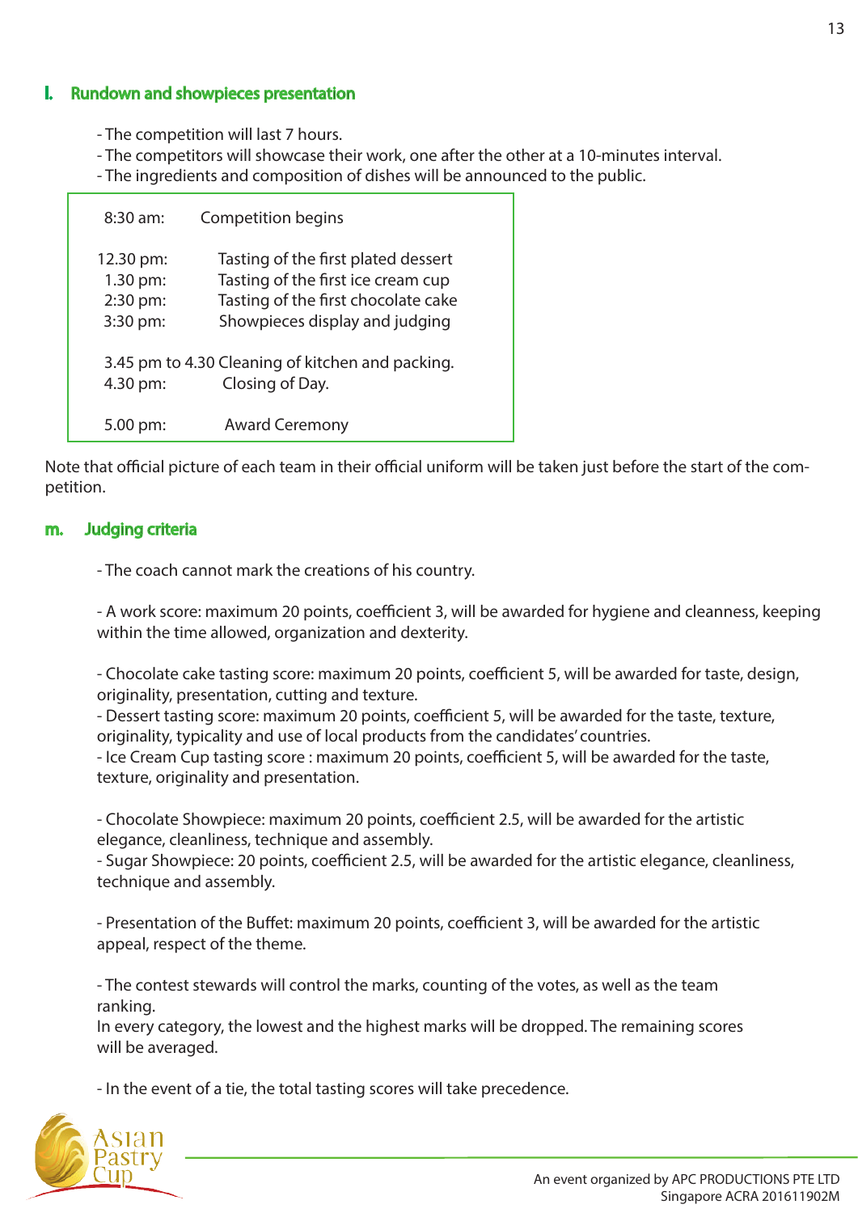## l. Rundown and showpieces presentation

- The competition will last 7 hours.
- The competitors will showcase their work, one after the other at a 10-minutes interval.
- The ingredients and composition of dishes will be announced to the public.

| | |
|---|---|
| 8:30 am: | Competition begins |
| 12.30 pm: | Tasting of the first plated dessert |
| 1.30 pm: | Tasting of the first ice cream cup |
| 2:30 pm: | Tasting of the first chocolate cake |
| 3:30 pm: | Showpieces display and judging |
| 3.45 pm to 4.30 | Cleaning of kitchen and packing. |
| 4.30 pm: | Closing of Day. |
| 5.00 pm: | Award Ceremony |

Note that official picture of each team in their official uniform will be taken just before the start of the competition.

## m. Judging criteria

- The coach cannot mark the creations of his country.

- A work score: maximum 20 points, coefficient 3, will be awarded for hygiene and cleanness, keeping within the time allowed, organization and dexterity.

- Chocolate cake tasting score: maximum 20 points, coefficient 5, will be awarded for taste, design, originality, presentation, cutting and texture.
- Dessert tasting score: maximum 20 points, coefficient 5, will be awarded for the taste, texture, originality, typicality and use of local products from the candidates' countries.
- Ice Cream Cup tasting score : maximum 20 points, coefficient 5, will be awarded for the taste, texture, originality and presentation.

- Chocolate Showpiece: maximum 20 points, coefficient 2.5, will be awarded for the artistic elegance, cleanliness, technique and assembly.
- Sugar Showpiece: 20 points, coefficient 2.5, will be awarded for the artistic elegance, cleanliness, technique and assembly.

- Presentation of the Buffet: maximum 20 points, coefficient 3, will be awarded for the artistic appeal, respect of the theme.

- The contest stewards will control the marks, counting of the votes, as well as the team ranking.

In every category, the lowest and the highest marks will be dropped. The remaining scores will be averaged.

- In the event of a tie, the total tasting scores will take precedence.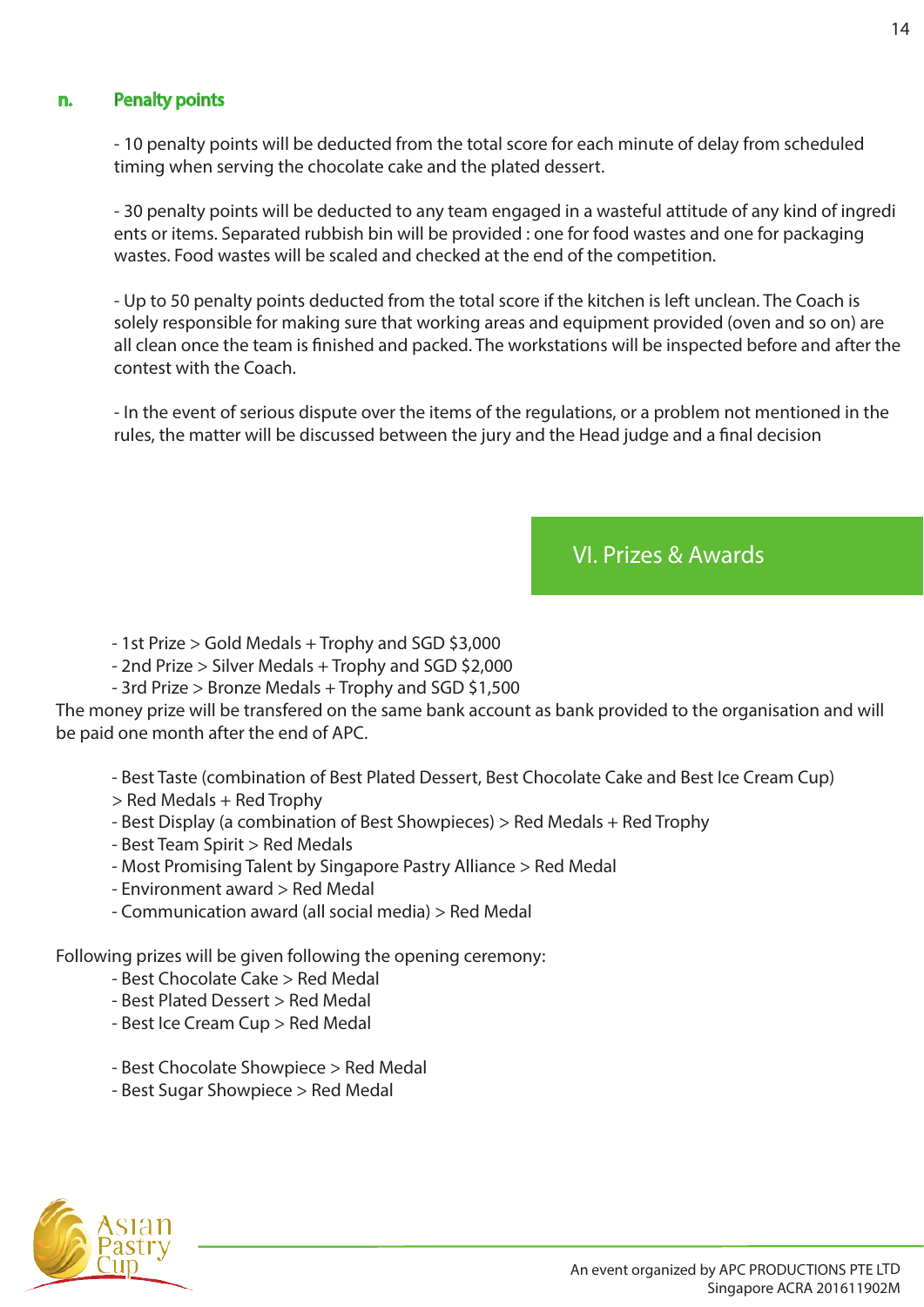### n. Penalty points

- 10 penalty points will be deducted from the total score for each minute of delay from scheduled timing when serving the chocolate cake and the plated dessert.

- 30 penalty points will be deducted to any team engaged in a wasteful attitude of any kind of ingredi ents or items. Separated rubbish bin will be provided : one for food wastes and one for packaging wastes. Food wastes will be scaled and checked at the end of the competition.

- Up to 50 penalty points deducted from the total score if the kitchen is left unclean. The Coach is solely responsible for making sure that working areas and equipment provided (oven and so on) are all clean once the team is finished and packed. The workstations will be inspected before and after the contest with the Coach.

- In the event of serious dispute over the items of the regulations, or a problem not mentioned in the rules, the matter will be discussed between the jury and the Head judge and a final decision

## VI. Prizes & Awards

- 1st Prize > Gold Medals + Trophy and SGD $3,000
- 2nd Prize > Silver Medals + Trophy and SGD $2,000
- 3rd Prize > Bronze Medals + Trophy and SGD $1,500

The money prize will be transfered on the same bank account as bank provided to the organisation and will be paid one month after the end of APC.

- Best Taste (combination of Best Plated Dessert, Best Chocolate Cake and Best Ice Cream Cup) > Red Medals + Red Trophy
- Best Display (a combination of Best Showpieces) > Red Medals + Red Trophy
- Best Team Spirit > Red Medals
- Most Promising Talent by Singapore Pastry Alliance > Red Medal
- Environment award > Red Medal
- Communication award (all social media) > Red Medal

Following prizes will be given following the opening ceremony:

- Best Chocolate Cake > Red Medal
- Best Plated Dessert > Red Medal
- Best Ice Cream Cup > Red Medal

- Best Chocolate Showpiece > Red Medal
- Best Sugar Showpiece > Red Medal

An event organized by APC PRODUCTIONS PTE LTD
Singapore ACRA 201611902M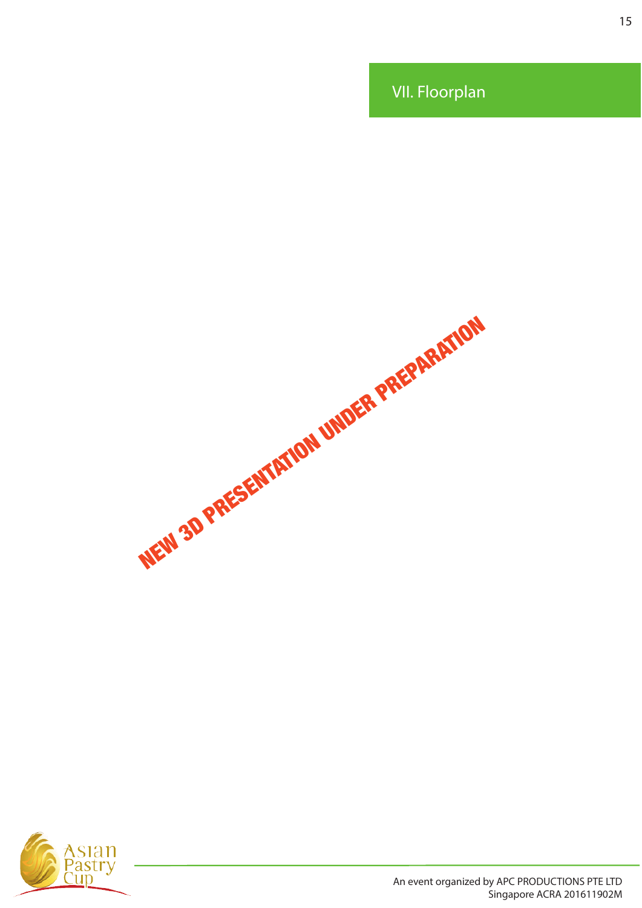## VII. Floorplan

NEW 3D PRESENTATION UNDER PREPARATION

An event organized by APC PRODUCTIONS PTE LTD
Singapore ACRA 201611902M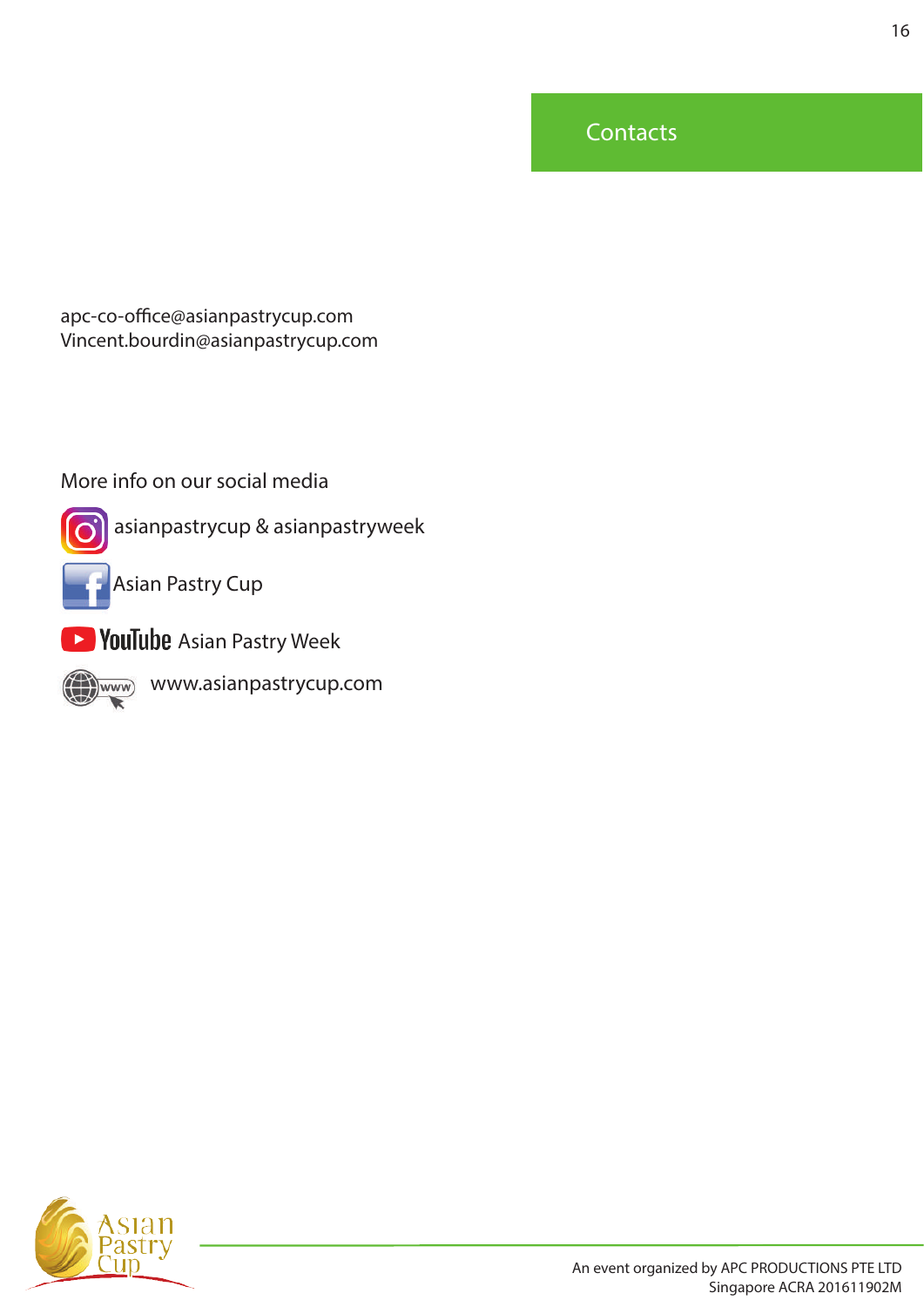## Contacts

apc-co-office@asianpastrycup.com
Vincent.bourdin@asianpastrycup.com

More info on our social media

asianpastrycup & asianpastryweek

Asian Pastry Cup

YouTube Asian Pastry Week

www.asianpastrycup.com

An event organized by APC PRODUCTIONS PTE LTD
Singapore ACRA 201611902M